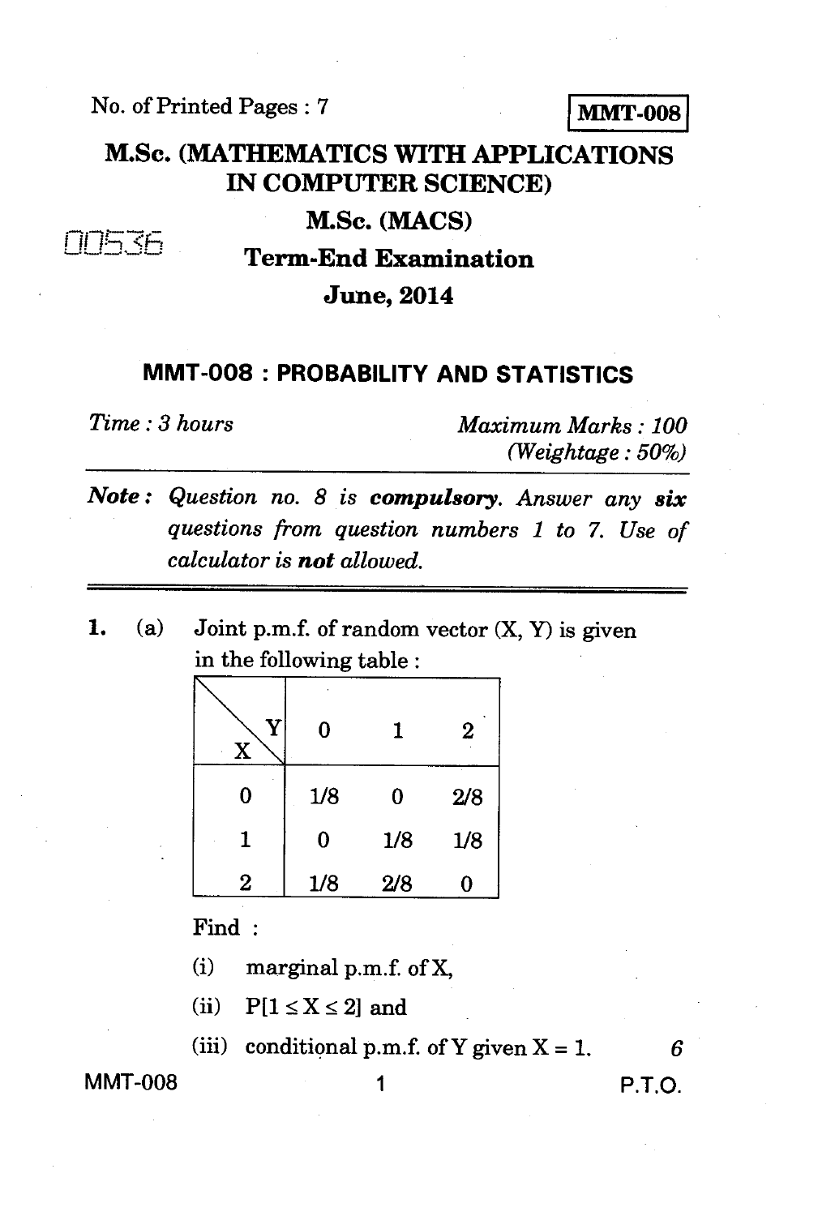No. of Printed Pages : 7

**MMT-008**

# M.Sc. (MATHEMATICS WITH APPLICATIONS IN COMPUTER SCIENCE)

## M.Sc. (MACS)

00536

## Term-End Examination

## June, 2014

## MMT-008 : PROBABILITY AND STATISTICS

*Time : 3 hours* *Maximum Marks : 100*
*(Weightage : 50%)*

***Note :*** *Question no. 8 is* ***compulsory****. Answer any* ***six*** *questions from question numbers 1 to 7. Use of calculator is* ***not*** *allowed.*

1. (a) Joint p.m.f. of random vector (X, Y) is given in the following table :

| X \ Y | 0 | 1 | 2 |
|---|---|---|---|
| 0 | 1/8 | 0 | 2/8 |
| 1 | 0 | 1/8 | 1/8 |
| 2 | 1/8 | 2/8 | 0 |

Find :

(i) marginal p.m.f. of X,

(ii) $P[1 \leq X \leq 2]$ and

(iii) conditional p.m.f. of Y given X = 1. *6*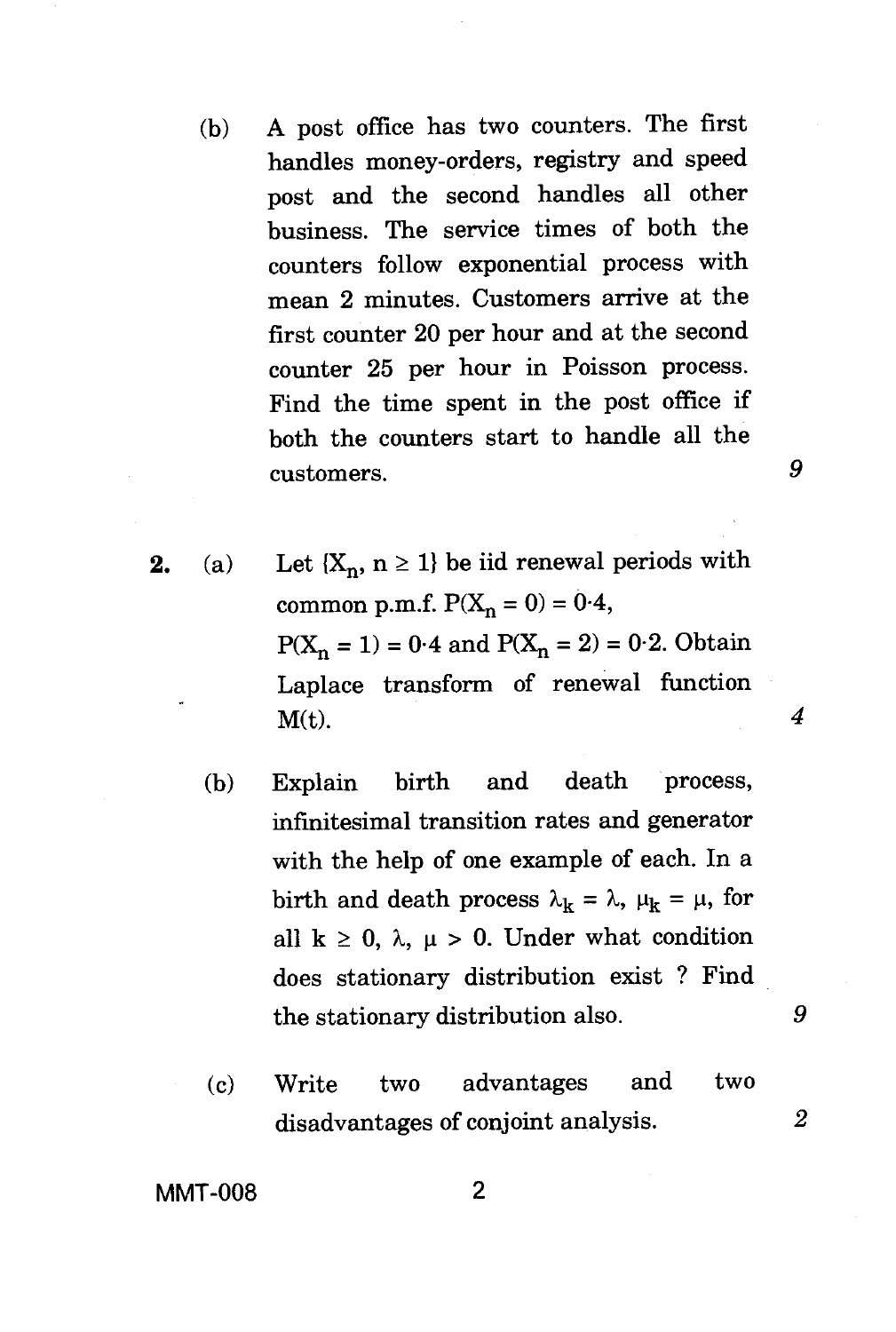(b) A post office has two counters. The first handles money-orders, registry and speed post and the second handles all other business. The service times of both the counters follow exponential process with mean 2 minutes. Customers arrive at the first counter 20 per hour and at the second counter 25 per hour in Poisson process. Find the time spent in the post office if both the counters start to handle all the customers. 9

**2.** (a) Let $\{X_n, n \geq 1\}$ be iid renewal periods with common p.m.f. $P(X_n = 0) = 0{\cdot}4$, $P(X_n = 1) = 0{\cdot}4$ and $P(X_n = 2) = 0{\cdot}2$. Obtain Laplace transform of renewal function $M(t)$. 4

(b) Explain birth and death process, infinitesimal transition rates and generator with the help of one example of each. In a birth and death process $\lambda_k = \lambda$, $\mu_k = \mu$, for all $k \geq 0$, $\lambda, \mu > 0$. Under what condition does stationary distribution exist ? Find the stationary distribution also. 9

(c) Write two advantages and two disadvantages of conjoint analysis. 2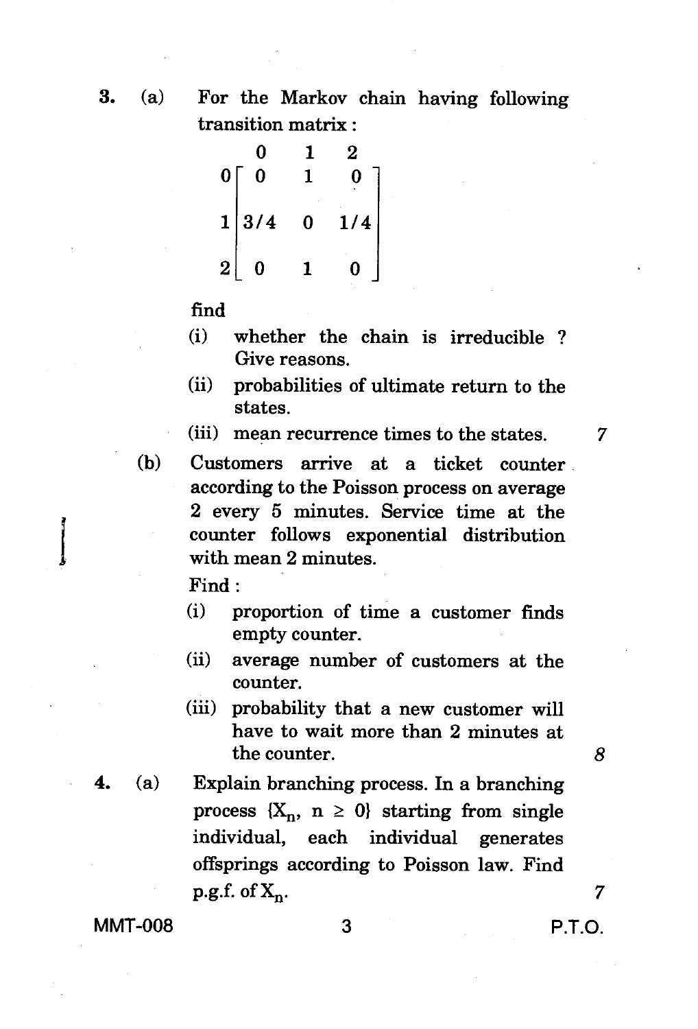3. (a) For the Markov chain having following transition matrix :

$$\begin{array}{c} \\ 0 \\ 1 \\ 2 \end{array} \begin{array}{c} \begin{array}{ccc} 0 & 1 & 2 \end{array} \\ \begin{bmatrix} 0 & 1 & 0 \\ 3/4 & 0 & 1/4 \\ 0 & 1 & 0 \end{bmatrix} \end{array}$$

find

(i) whether the chain is irreducible ? Give reasons.

(ii) probabilities of ultimate return to the states.

(iii) mean recurrence times to the states. 7

(b) Customers arrive at a ticket counter according to the Poisson process on average 2 every 5 minutes. Service time at the counter follows exponential distribution with mean 2 minutes.

Find :

(i) proportion of time a customer finds empty counter.

(ii) average number of customers at the counter.

(iii) probability that a new customer will have to wait more than 2 minutes at the counter. 8

4. (a) Explain branching process. In a branching process $\{X_n, n \geq 0\}$ starting from single individual, each individual generates offsprings according to Poisson law. Find p.g.f. of $X_n$. 7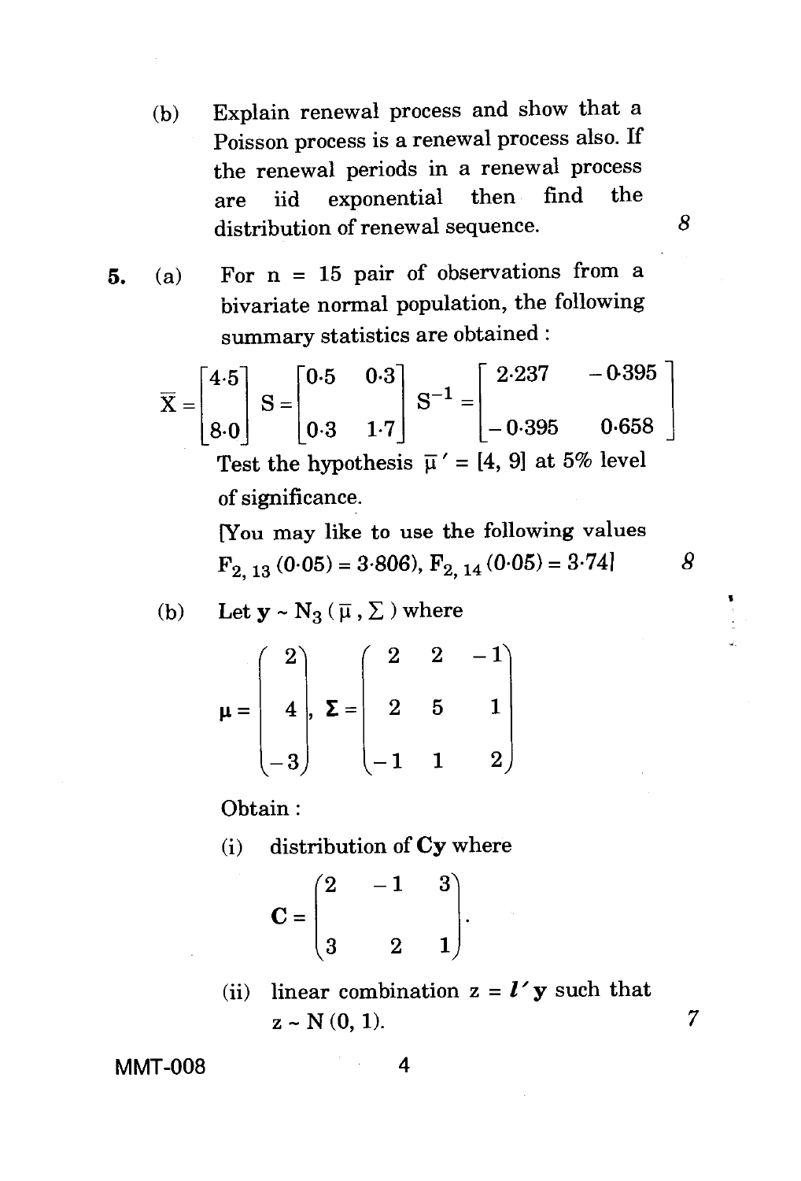(b) Explain renewal process and show that a Poisson process is a renewal process also. If the renewal periods in a renewal process are iid exponential then find the distribution of renewal sequence. 8

**5.** (a) For n = 15 pair of observations from a bivariate normal population, the following summary statistics are obtained :

$$\overline{X} = \begin{bmatrix} 4.5 \\ 8.0 \end{bmatrix} \quad S = \begin{bmatrix} 0.5 & 0.3 \\ 0.3 & 1.7 \end{bmatrix} \quad S^{-1} = \begin{bmatrix} 2.237 & -0.395 \\ -0.395 & 0.658 \end{bmatrix}$$

Test the hypothesis $\overline{\mu}' = [4, 9]$ at 5% level of significance.

[You may like to use the following values $F_{2, 13}(0.05) = 3.806$, $F_{2, 14}(0.05) = 3.74$] 8

(b) Let $\mathbf{y} \sim N_3(\overline{\mu}, \Sigma)$ where

$$\mu = \begin{pmatrix} 2 \\ 4 \\ -3 \end{pmatrix}, \; \boldsymbol{\Sigma} = \begin{pmatrix} 2 & 2 & -1 \\ 2 & 5 & 1 \\ -1 & 1 & 2 \end{pmatrix}$$

Obtain :

(i) distribution of $\mathbf{Cy}$ where

$$\mathbf{C} = \begin{pmatrix} 2 & -1 & 3 \\ 3 & 2 & 1 \end{pmatrix}.$$

(ii) linear combination $z = \boldsymbol{l}'\mathbf{y}$ such that $z \sim N(0, 1)$. 7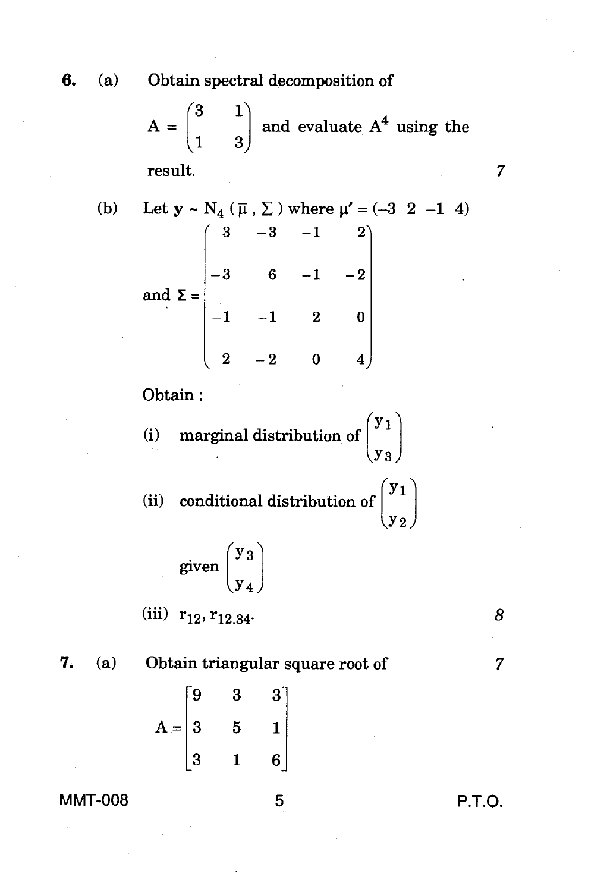6. (a) Obtain spectral decomposition of

$$A = \begin{pmatrix} 3 & 1 \\ 1 & 3 \end{pmatrix}$$ and evaluate $A^4$ using the result. *7*

(b) Let $\mathbf{y} \sim N_4(\bar{\mu}, \Sigma)$ where $\mu' = (-3 \;\; 2 \;\; -1 \;\; 4)$

and $$\mathbf{\Sigma} = \begin{pmatrix} 3 & -3 & -1 & 2 \\ -3 & 6 & -1 & -2 \\ -1 & -1 & 2 & 0 \\ 2 & -2 & 0 & 4 \end{pmatrix}$$

Obtain :

(i) marginal distribution of $\begin{pmatrix} y_1 \\ y_3 \end{pmatrix}$

(ii) conditional distribution of $\begin{pmatrix} y_1 \\ y_2 \end{pmatrix}$ given $\begin{pmatrix} y_3 \\ y_4 \end{pmatrix}$

(iii) $r_{12}, r_{12.34}$. *8*

7. (a) Obtain triangular square root of *7*

$$A = \begin{bmatrix} 9 & 3 & 3 \\ 3 & 5 & 1 \\ 3 & 1 & 6 \end{bmatrix}$$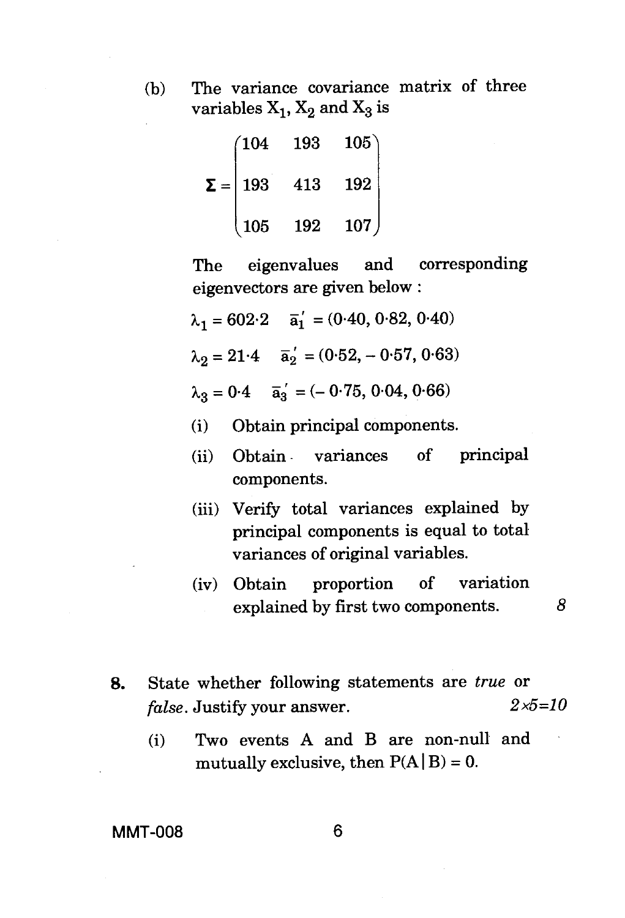(b) The variance covariance matrix of three variables $X_1$, $X_2$ and $X_3$ is

$$\Sigma = \begin{pmatrix} 104 & 193 & 105 \\ 193 & 413 & 192 \\ 105 & 192 & 107 \end{pmatrix}$$

The eigenvalues and corresponding eigenvectors are given below :

$\lambda_1 = 602 \cdot 2 \quad \bar{a}_1' = (0 \cdot 40, 0 \cdot 82, 0 \cdot 40)$

$\lambda_2 = 21 \cdot 4 \quad \bar{a}_2' = (0 \cdot 52, -0 \cdot 57, 0 \cdot 63)$

$\lambda_3 = 0 \cdot 4 \quad \bar{a}_3' = (-0 \cdot 75, 0 \cdot 04, 0 \cdot 66)$

(i) Obtain principal components.

(ii) Obtain variances of principal components.

(iii) Verify total variances explained by principal components is equal to total variances of original variables.

(iv) Obtain proportion of variation explained by first two components. *8*

**8.** State whether following statements are *true* or *false*. Justify your answer. *2×5=10*

(i) Two events A and B are non-null and mutually exclusive, then $P(A \mid B) = 0$.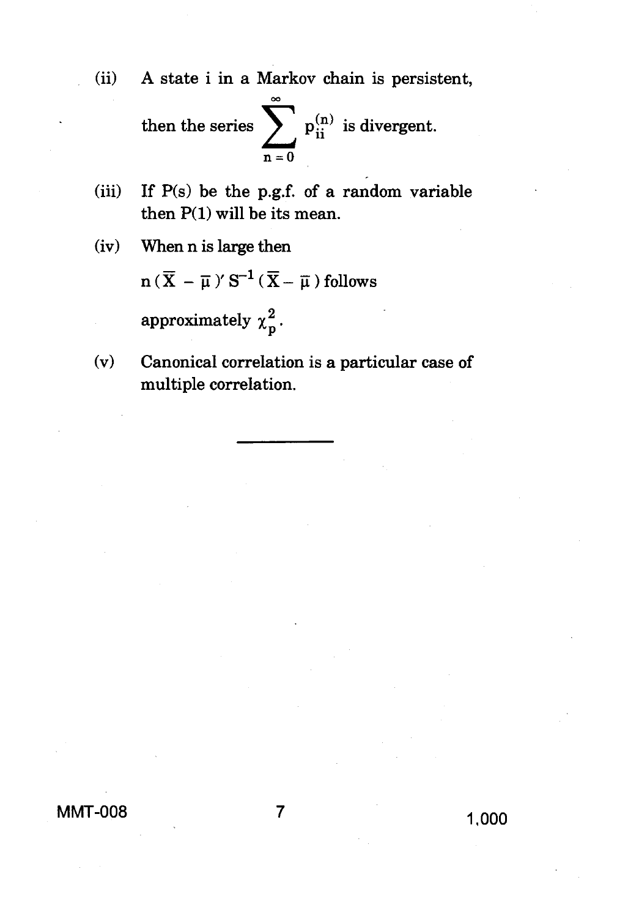(ii) A state i in a Markov chain is persistent, then the series $\sum_{n=0}^{\infty} p_{ii}^{(n)}$ is divergent.

(iii) If P(s) be the p.g.f. of a random variable then P(1) will be its mean.

(iv) When n is large then $n(\overline{X} - \overline{\mu})' S^{-1} (\overline{X} - \overline{\mu})$ follows approximately $\chi_p^2$.

(v) Canonical correlation is a particular case of multiple correlation.

---

MMT-008 1,000